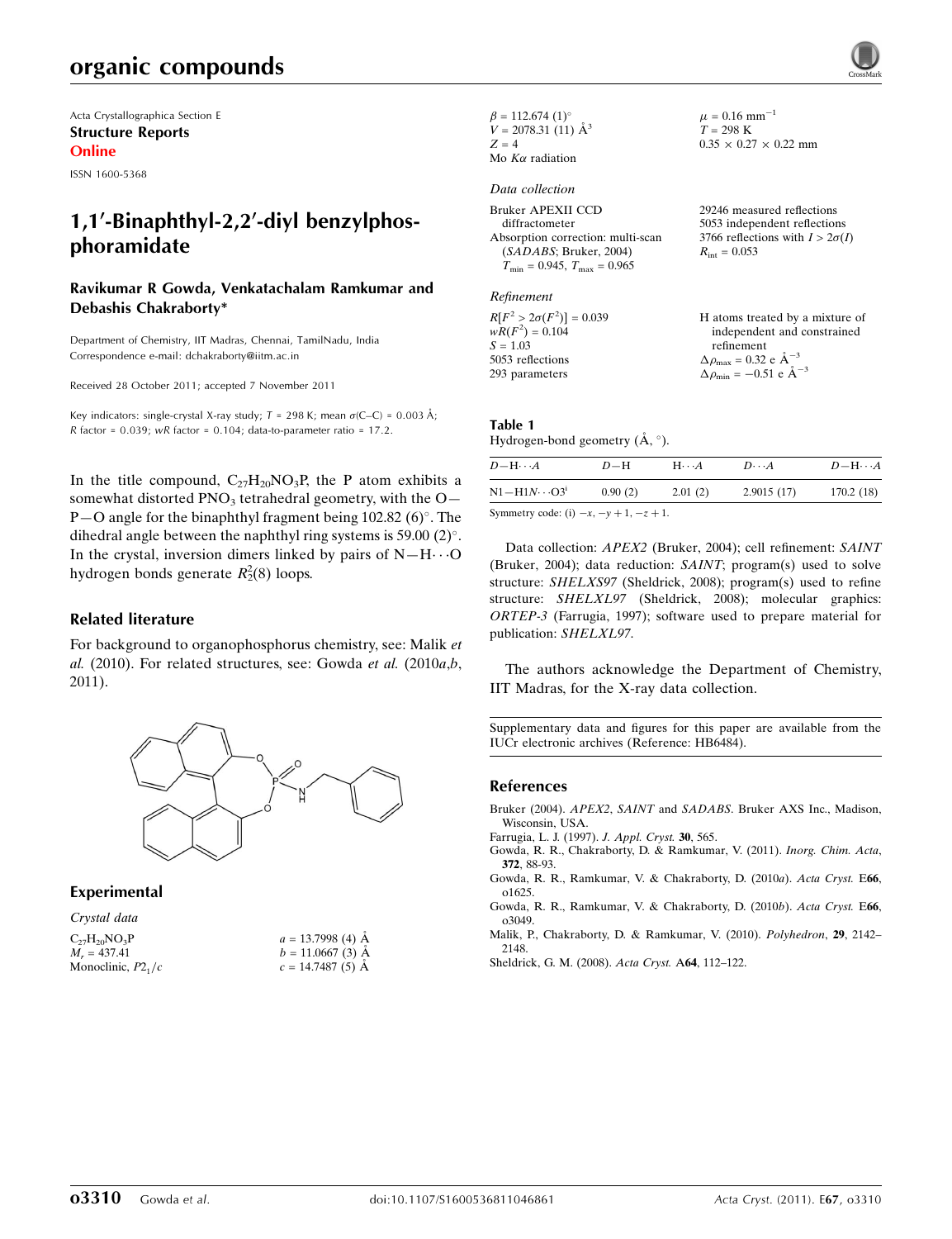# organic compounds

Acta Crystallographica Section E
**Structure Reports**
**Online**

ISSN 1600-5368

## 1,1′-Binaphthyl-2,2′-diyl benzylphosphoramidate

**Ravikumar R Gowda, Venkatachalam Ramkumar and Debashis Chakraborty***

Department of Chemistry, IIT Madras, Chennai, TamilNadu, India
Correspondence e-mail: dchakraborty@iitm.ac.in

Received 28 October 2011; accepted 7 November 2011

Key indicators: single-crystal X-ray study; $T$ = 298 K; mean $\sigma$(C–C) = 0.003 Å; $R$ factor = 0.039; $wR$ factor = 0.104; data-to-parameter ratio = 17.2.

In the title compound, $C_{27}H_{20}NO_3P$, the P atom exhibits a somewhat distorted $PNO_3$ tetrahedral geometry, with the O—P—O angle for the binaphthyl fragment being 102.82 (6)°. The dihedral angle between the naphthyl ring systems is 59.00 (2)°. In the crystal, inversion dimers linked by pairs of N—H⋯O hydrogen bonds generate $R_2^2(8)$ loops.

### Related literature

For background to organophosphorus chemistry, see: Malik *et al.* (2010). For related structures, see: Gowda *et al.* (2010*a*,*b*, 2011).

### Experimental

*Crystal data*

$C_{27}H_{20}NO_3P$
$M_r$ = 437.41
Monoclinic, $P2_1/c$
$a$ = 13.7998 (4) Å
$b$ = 11.0667 (3) Å
$c$ = 14.7487 (5) Å
$\beta$ = 112.674 (1)°
$V$ = 2078.31 (11) Å$^3$
$Z$ = 4
Mo $K\alpha$ radiation
$\mu$ = 0.16 mm$^{-1}$
$T$ = 298 K
0.35 × 0.27 × 0.22 mm

*Data collection*

Bruker APEXII CCD diffractometer
Absorption correction: multi-scan (*SADABS*; Bruker, 2004)
$T_{min}$ = 0.945, $T_{max}$ = 0.965
29246 measured reflections
5053 independent reflections
3766 reflections with $I > 2\sigma(I)$
$R_{int}$ = 0.053

*Refinement*

$R[F^2 > 2\sigma(F^2)]$ = 0.039
$wR(F^2)$ = 0.104
$S$ = 1.03
5053 reflections
293 parameters
H atoms treated by a mixture of independent and constrained refinement
$\Delta\rho_{max}$ = 0.32 e Å$^{-3}$
$\Delta\rho_{min}$ = −0.51 e Å$^{-3}$

**Table 1**
Hydrogen-bond geometry (Å, °).

| $D$—H⋯$A$ | $D$—H | H⋯$A$ | $D$⋯$A$ | $D$—H⋯$A$ |
|---|---|---|---|---|
| N1—H1$N$⋯O3$^{i}$ | 0.90 (2) | 2.01 (2) | 2.9015 (17) | 170.2 (18) |

Symmetry code: (i) $-x, -y+1, -z+1$.

Data collection: *APEX2* (Bruker, 2004); cell refinement: *SAINT* (Bruker, 2004); data reduction: *SAINT*; program(s) used to solve structure: *SHELXS97* (Sheldrick, 2008); program(s) used to refine structure: *SHELXL97* (Sheldrick, 2008); molecular graphics: *ORTEP-3* (Farrugia, 1997); software used to prepare material for publication: *SHELXL97*.

The authors acknowledge the Department of Chemistry, IIT Madras, for the X-ray data collection.

Supplementary data and figures for this paper are available from the IUCr electronic archives (Reference: HB6484).

### References

Bruker (2004). *APEX2*, *SAINT* and *SADABS*. Bruker AXS Inc., Madison, Wisconsin, USA.
Farrugia, L. J. (1997). *J. Appl. Cryst.* **30**, 565.
Gowda, R. R., Chakraborty, D. & Ramkumar, V. (2011). *Inorg. Chim. Acta*, **372**, 88-93.
Gowda, R. R., Ramkumar, V. & Chakraborty, D. (2010*a*). *Acta Cryst.* E**66**, o1625.
Gowda, R. R., Ramkumar, V. & Chakraborty, D. (2010*b*). *Acta Cryst.* E**66**, o3049.
Malik, P., Chakraborty, D. & Ramkumar, V. (2010). *Polyhedron*, **29**, 2142–2148.
Sheldrick, G. M. (2008). *Acta Cryst.* A**64**, 112–122.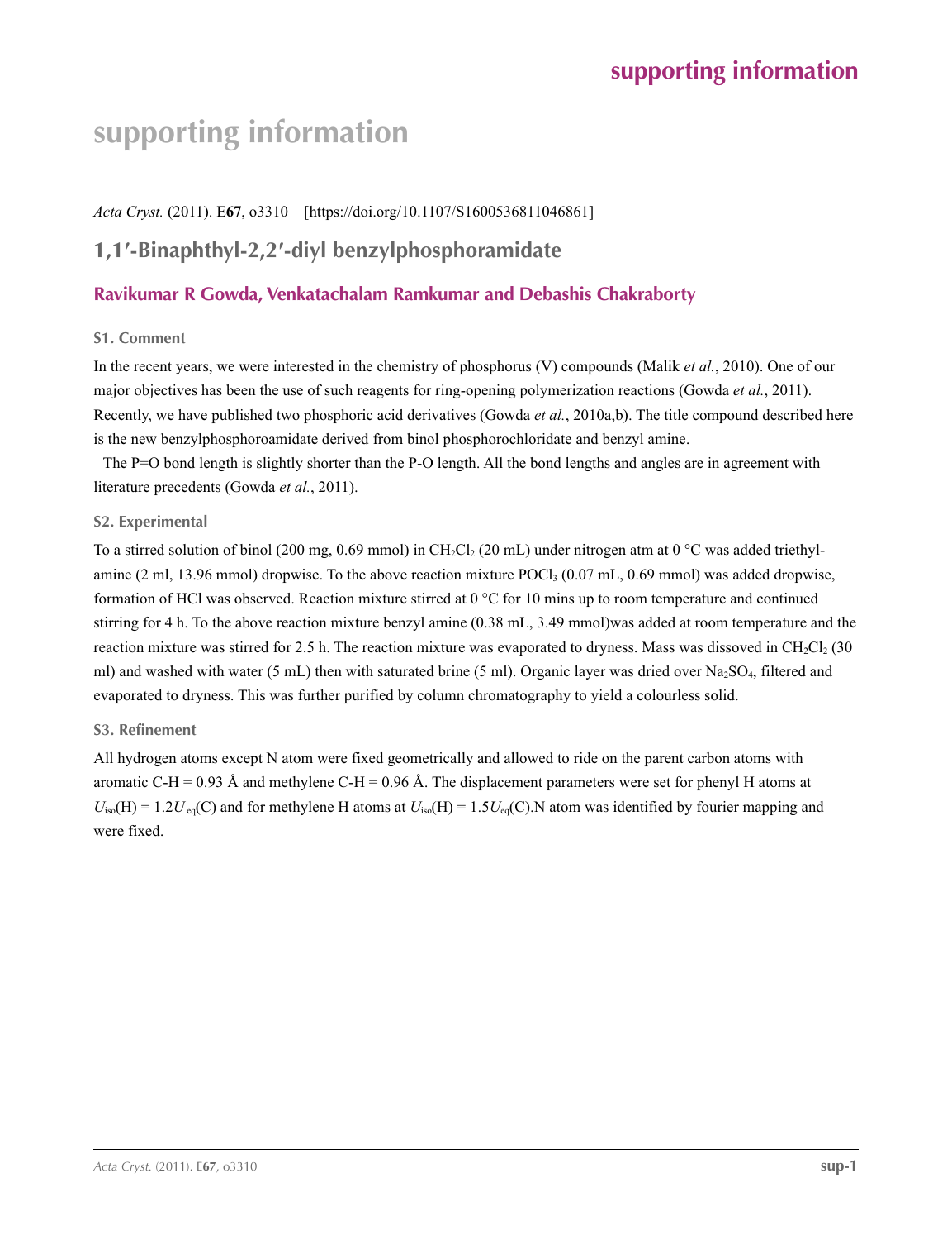# supporting information

*Acta Cryst.* (2011). E**67**, o3310    [https://doi.org/10.1107/S1600536811046861]

## 1,1′-Binaphthyl-2,2′-diyl benzylphosphoramidate

### Ravikumar R Gowda, Venkatachalam Ramkumar and Debashis Chakraborty

#### S1. Comment

In the recent years, we were interested in the chemistry of phosphorus (V) compounds (Malik *et al.*, 2010). One of our major objectives has been the use of such reagents for ring-opening polymerization reactions (Gowda *et al.*, 2011). Recently, we have published two phosphoric acid derivatives (Gowda *et al.*, 2010a,b). The title compound described here is the new benzylphosphoroamidate derived from binol phosphorochloridate and benzyl amine.

The P=O bond length is slightly shorter than the P-O length. All the bond lengths and angles are in agreement with literature precedents (Gowda *et al.*, 2011).

#### S2. Experimental

To a stirred solution of binol (200 mg, 0.69 mmol) in $CH_2Cl_2$ (20 mL) under nitrogen atm at 0 °C was added triethylamine (2 ml, 13.96 mmol) dropwise. To the above reaction mixture $POCl_3$ (0.07 mL, 0.69 mmol) was added dropwise, formation of HCl was observed. Reaction mixture stirred at 0 °C for 10 mins up to room temperature and continued stirring for 4 h. To the above reaction mixture benzyl amine (0.38 mL, 3.49 mmol)was added at room temperature and the reaction mixture was stirred for 2.5 h. The reaction mixture was evaporated to dryness. Mass was dissoved in $CH_2Cl_2$ (30 ml) and washed with water (5 mL) then with saturated brine (5 ml). Organic layer was dried over $Na_2SO_4$, filtered and evaporated to dryness. This was further purified by column chromatography to yield a colourless solid.

#### S3. Refinement

All hydrogen atoms except N atom were fixed geometrically and allowed to ride on the parent carbon atoms with aromatic C-H = 0.93 Å and methylene C-H = 0.96 Å. The displacement parameters were set for phenyl H atoms at $U_{iso}(H) = 1.2U_{eq}(C)$ and for methylene H atoms at $U_{iso}(H) = 1.5U_{eq}(C)$.N atom was identified by fourier mapping and were fixed.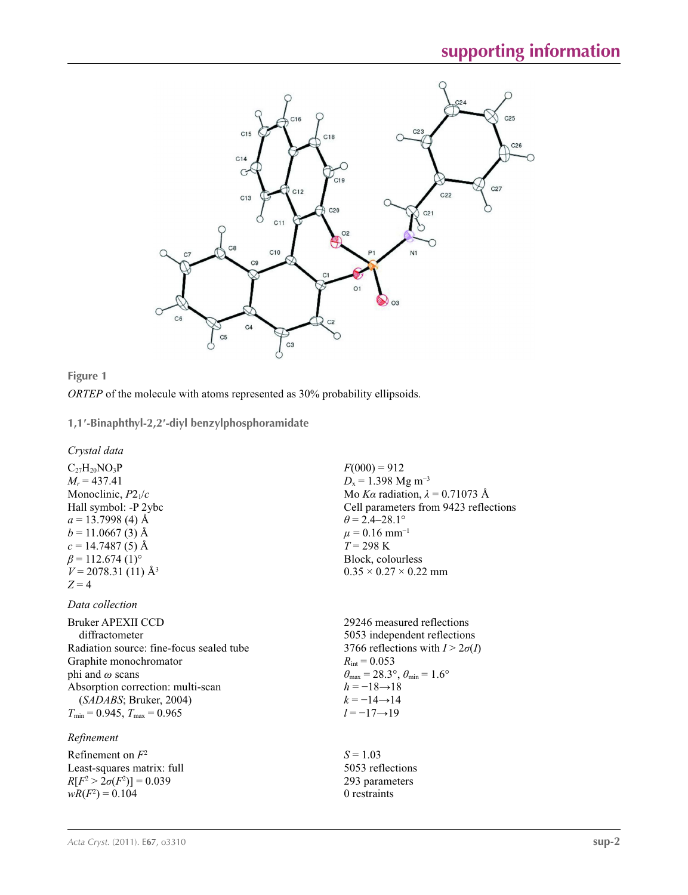**Figure 1**

*ORTEP* of the molecule with atoms represented as 30% probability ellipsoids.

## 1,1′-Binaphthyl-2,2′-diyl benzylphosphoramidate

### *Crystal data*

$C_{27}H_{20}NO_3P$
$M_r$ = 437.41
Monoclinic, $P2_1/c$
Hall symbol: -P 2ybc
$a$ = 13.7998 (4) Å
$b$ = 11.0667 (3) Å
$c$ = 14.7487 (5) Å
$\beta$ = 112.674 (1)°
$V$ = 2078.31 (11) Å$^3$
$Z$ = 4

$F$(000) = 912
$D_x$ = 1.398 Mg m$^{-3}$
Mo $K\alpha$ radiation, $\lambda$ = 0.71073 Å
Cell parameters from 9423 reflections
$\theta$ = 2.4–28.1°
$\mu$ = 0.16 mm$^{-1}$
$T$ = 298 K
Block, colourless
0.35 × 0.27 × 0.22 mm

### *Data collection*

Bruker APEXII CCD diffractometer
Radiation source: fine-focus sealed tube
Graphite monochromator
phi and $\omega$ scans
Absorption correction: multi-scan (*SADABS*; Bruker, 2004)
$T_{min}$ = 0.945, $T_{max}$ = 0.965

29246 measured reflections
5053 independent reflections
3766 reflections with $I > 2\sigma(I)$
$R_{int}$ = 0.053
$\theta_{max}$ = 28.3°, $\theta_{min}$ = 1.6°
$h$ = −18→18
$k$ = −14→14
$l$ = −17→19

### *Refinement*

Refinement on $F^2$
Least-squares matrix: full
$R[F^2 > 2\sigma(F^2)]$ = 0.039
$wR(F^2)$ = 0.104

$S$ = 1.03
5053 reflections
293 parameters
0 restraints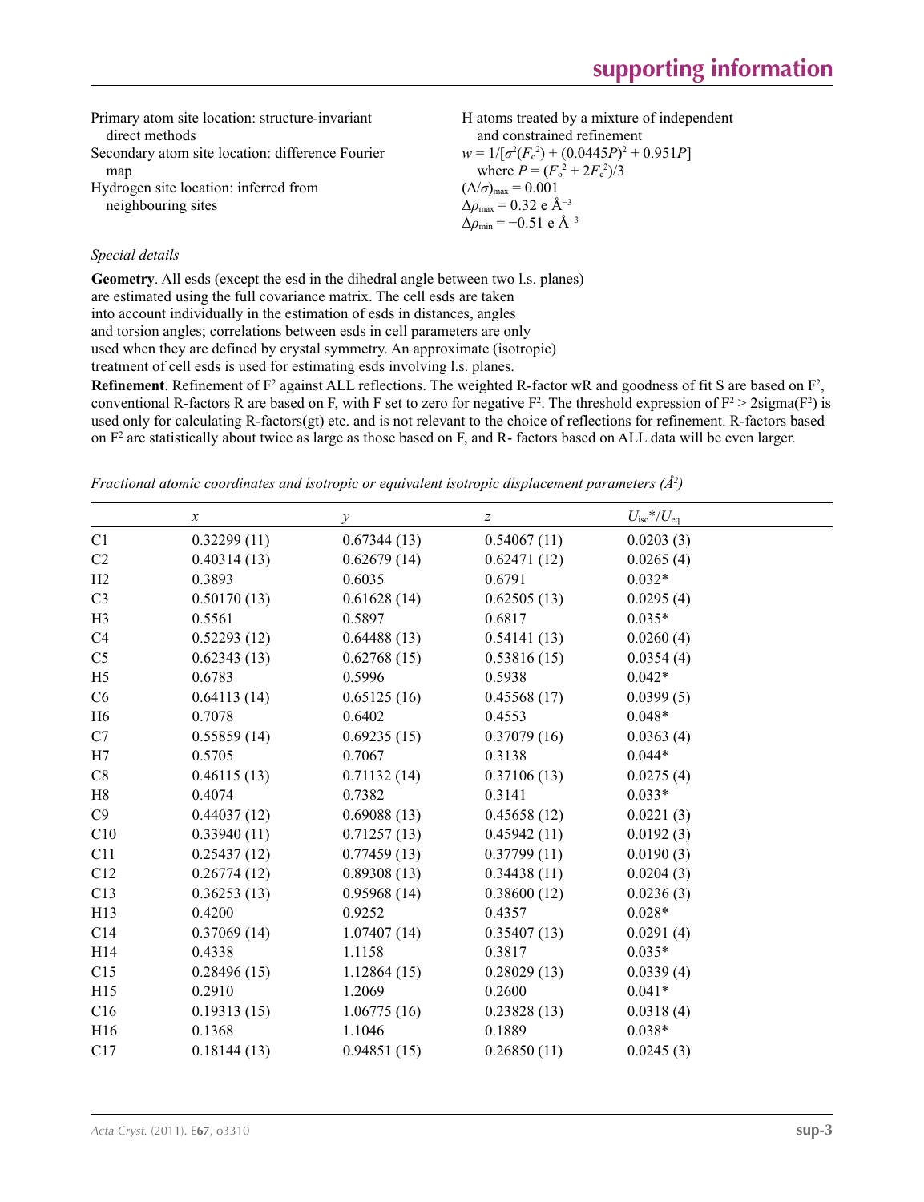Primary atom site location: structure-invariant direct methods

Secondary atom site location: difference Fourier map

Hydrogen site location: inferred from neighbouring sites

H atoms treated by a mixture of independent and constrained refinement

$w = 1/[\sigma^2(F_o^2) + (0.0445P)^2 + 0.951P]$ where $P = (F_o^2 + 2F_c^2)/3$

$(\Delta/\sigma)_{max} = 0.001$

$\Delta\rho_{max} = 0.32$ e Å$^{-3}$

$\Delta\rho_{min} = -0.51$ e Å$^{-3}$

*Special details*

**Geometry**. All esds (except the esd in the dihedral angle between two l.s. planes) are estimated using the full covariance matrix. The cell esds are taken into account individually in the estimation of esds in distances, angles and torsion angles; correlations between esds in cell parameters are only used when they are defined by crystal symmetry. An approximate (isotropic) treatment of cell esds is used for estimating esds involving l.s. planes.

**Refinement**. Refinement of $F^2$ against ALL reflections. The weighted R-factor wR and goodness of fit S are based on $F^2$, conventional R-factors R are based on F, with F set to zero for negative $F^2$. The threshold expression of $F^2 > 2\text{sigma}(F^2)$ is used only for calculating R-factors(gt) etc. and is not relevant to the choice of reflections for refinement. R-factors based on $F^2$ are statistically about twice as large as those based on F, and R- factors based on ALL data will be even larger.

*Fractional atomic coordinates and isotropic or equivalent isotropic displacement parameters (Å$^2$)*

| | $x$ | $y$ | $z$ | $U_{iso}$\*/$U_{eq}$ |
|---|---|---|---|---|
| C1 | 0.32299 (11) | 0.67344 (13) | 0.54067 (11) | 0.0203 (3) |
| C2 | 0.40314 (13) | 0.62679 (14) | 0.62471 (12) | 0.0265 (4) |
| H2 | 0.3893 | 0.6035 | 0.6791 | 0.032\* |
| C3 | 0.50170 (13) | 0.61628 (14) | 0.62505 (13) | 0.0295 (4) |
| H3 | 0.5561 | 0.5897 | 0.6817 | 0.035\* |
| C4 | 0.52293 (12) | 0.64488 (13) | 0.54141 (13) | 0.0260 (4) |
| C5 | 0.62343 (13) | 0.62768 (15) | 0.53816 (15) | 0.0354 (4) |
| H5 | 0.6783 | 0.5996 | 0.5938 | 0.042\* |
| C6 | 0.64113 (14) | 0.65125 (16) | 0.45568 (17) | 0.0399 (5) |
| H6 | 0.7078 | 0.6402 | 0.4553 | 0.048\* |
| C7 | 0.55859 (14) | 0.69235 (15) | 0.37079 (16) | 0.0363 (4) |
| H7 | 0.5705 | 0.7067 | 0.3138 | 0.044\* |
| C8 | 0.46115 (13) | 0.71132 (14) | 0.37106 (13) | 0.0275 (4) |
| H8 | 0.4074 | 0.7382 | 0.3141 | 0.033\* |
| C9 | 0.44037 (12) | 0.69088 (13) | 0.45658 (12) | 0.0221 (3) |
| C10 | 0.33940 (11) | 0.71257 (13) | 0.45942 (11) | 0.0192 (3) |
| C11 | 0.25437 (12) | 0.77459 (13) | 0.37799 (11) | 0.0190 (3) |
| C12 | 0.26774 (12) | 0.89308 (13) | 0.34438 (11) | 0.0204 (3) |
| C13 | 0.36253 (13) | 0.95968 (14) | 0.38600 (12) | 0.0236 (3) |
| H13 | 0.4200 | 0.9252 | 0.4357 | 0.028\* |
| C14 | 0.37069 (14) | 1.07407 (14) | 0.35407 (13) | 0.0291 (4) |
| H14 | 0.4338 | 1.1158 | 0.3817 | 0.035\* |
| C15 | 0.28496 (15) | 1.12864 (15) | 0.28029 (13) | 0.0339 (4) |
| H15 | 0.2910 | 1.2069 | 0.2600 | 0.041\* |
| C16 | 0.19313 (15) | 1.06775 (16) | 0.23828 (13) | 0.0318 (4) |
| H16 | 0.1368 | 1.1046 | 0.1889 | 0.038\* |
| C17 | 0.18144 (13) | 0.94851 (15) | 0.26850 (11) | 0.0245 (3) |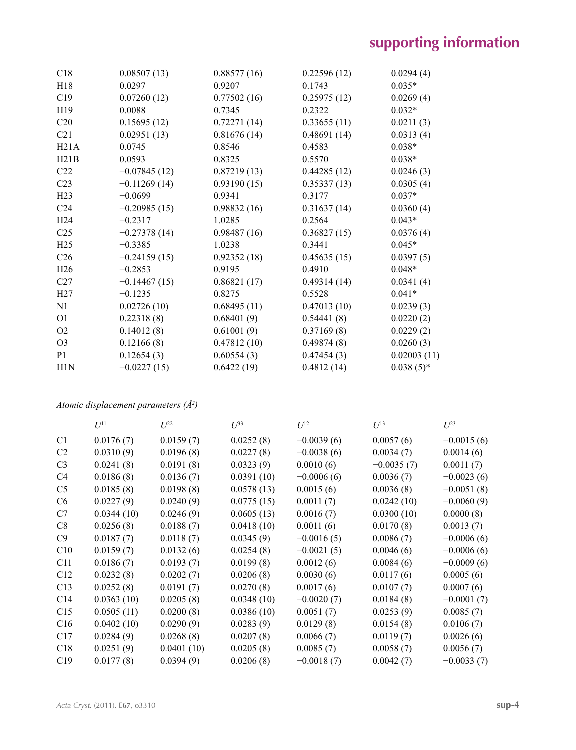| | | | | |
|---|---|---|---|---|
| C18 | 0.08507 (13) | 0.88577 (16) | 0.22596 (12) | 0.0294 (4) |
| H18 | 0.0297 | 0.9207 | 0.1743 | 0.035* |
| C19 | 0.07260 (12) | 0.77502 (16) | 0.25975 (12) | 0.0269 (4) |
| H19 | 0.0088 | 0.7345 | 0.2322 | 0.032* |
| C20 | 0.15695 (12) | 0.72271 (14) | 0.33655 (11) | 0.0211 (3) |
| C21 | 0.02951 (13) | 0.81676 (14) | 0.48691 (14) | 0.0313 (4) |
| H21A | 0.0745 | 0.8546 | 0.4583 | 0.038* |
| H21B | 0.0593 | 0.8325 | 0.5570 | 0.038* |
| C22 | −0.07845 (12) | 0.87219 (13) | 0.44285 (12) | 0.0246 (3) |
| C23 | −0.11269 (14) | 0.93190 (15) | 0.35337 (13) | 0.0305 (4) |
| H23 | −0.0699 | 0.9341 | 0.3177 | 0.037* |
| C24 | −0.20985 (15) | 0.98832 (16) | 0.31637 (14) | 0.0360 (4) |
| H24 | −0.2317 | 1.0285 | 0.2564 | 0.043* |
| C25 | −0.27378 (14) | 0.98487 (16) | 0.36827 (15) | 0.0376 (4) |
| H25 | −0.3385 | 1.0238 | 0.3441 | 0.045* |
| C26 | −0.24159 (15) | 0.92352 (18) | 0.45635 (15) | 0.0397 (5) |
| H26 | −0.2853 | 0.9195 | 0.4910 | 0.048* |
| C27 | −0.14467 (15) | 0.86821 (17) | 0.49314 (14) | 0.0341 (4) |
| H27 | −0.1235 | 0.8275 | 0.5528 | 0.041* |
| N1 | 0.02726 (10) | 0.68495 (11) | 0.47013 (10) | 0.0239 (3) |
| O1 | 0.22318 (8) | 0.68401 (9) | 0.54441 (8) | 0.0220 (2) |
| O2 | 0.14012 (8) | 0.61001 (9) | 0.37169 (8) | 0.0229 (2) |
| O3 | 0.12166 (8) | 0.47812 (10) | 0.49874 (8) | 0.0260 (3) |
| P1 | 0.12654 (3) | 0.60554 (3) | 0.47454 (3) | 0.02003 (11) |
| H1N | −0.0227 (15) | 0.6422 (19) | 0.4812 (14) | 0.038 (5)* |

*Atomic displacement parameters (Å²)*

| | $U^{11}$ | $U^{22}$ | $U^{33}$ | $U^{12}$ | $U^{13}$ | $U^{23}$ |
|---|---|---|---|---|---|---|
| C1 | 0.0176 (7) | 0.0159 (7) | 0.0252 (8) | −0.0039 (6) | 0.0057 (6) | −0.0015 (6) |
| C2 | 0.0310 (9) | 0.0196 (8) | 0.0227 (8) | −0.0038 (6) | 0.0034 (7) | 0.0014 (6) |
| C3 | 0.0241 (8) | 0.0191 (8) | 0.0323 (9) | 0.0010 (6) | −0.0035 (7) | 0.0011 (7) |
| C4 | 0.0186 (8) | 0.0136 (7) | 0.0391 (10) | −0.0006 (6) | 0.0036 (7) | −0.0023 (6) |
| C5 | 0.0185 (8) | 0.0198 (8) | 0.0578 (13) | 0.0015 (6) | 0.0036 (8) | −0.0051 (8) |
| C6 | 0.0227 (9) | 0.0240 (9) | 0.0775 (15) | 0.0011 (7) | 0.0242 (10) | −0.0060 (9) |
| C7 | 0.0344 (10) | 0.0246 (9) | 0.0605 (13) | 0.0016 (7) | 0.0300 (10) | 0.0000 (8) |
| C8 | 0.0256 (8) | 0.0188 (7) | 0.0418 (10) | 0.0011 (6) | 0.0170 (8) | 0.0013 (7) |
| C9 | 0.0187 (7) | 0.0118 (7) | 0.0345 (9) | −0.0016 (5) | 0.0086 (7) | −0.0006 (6) |
| C10 | 0.0159 (7) | 0.0132 (6) | 0.0254 (8) | −0.0021 (5) | 0.0046 (6) | −0.0006 (6) |
| C11 | 0.0186 (7) | 0.0193 (7) | 0.0199 (7) | 0.0012 (6) | 0.0084 (6) | −0.0009 (6) |
| C12 | 0.0232 (8) | 0.0202 (7) | 0.0206 (8) | 0.0030 (6) | 0.0117 (6) | 0.0005 (6) |
| C13 | 0.0252 (8) | 0.0191 (7) | 0.0270 (8) | 0.0017 (6) | 0.0107 (7) | 0.0007 (6) |
| C14 | 0.0363 (10) | 0.0205 (8) | 0.0348 (10) | −0.0020 (7) | 0.0184 (8) | −0.0001 (7) |
| C15 | 0.0505 (11) | 0.0200 (8) | 0.0386 (10) | 0.0051 (7) | 0.0253 (9) | 0.0085 (7) |
| C16 | 0.0402 (10) | 0.0290 (9) | 0.0283 (9) | 0.0129 (8) | 0.0154 (8) | 0.0106 (7) |
| C17 | 0.0284 (9) | 0.0268 (8) | 0.0207 (8) | 0.0066 (7) | 0.0119 (7) | 0.0026 (6) |
| C18 | 0.0251 (9) | 0.0401 (10) | 0.0205 (8) | 0.0085 (7) | 0.0058 (7) | 0.0056 (7) |
| C19 | 0.0177 (8) | 0.0394 (9) | 0.0206 (8) | −0.0018 (7) | 0.0042 (7) | −0.0033 (7) |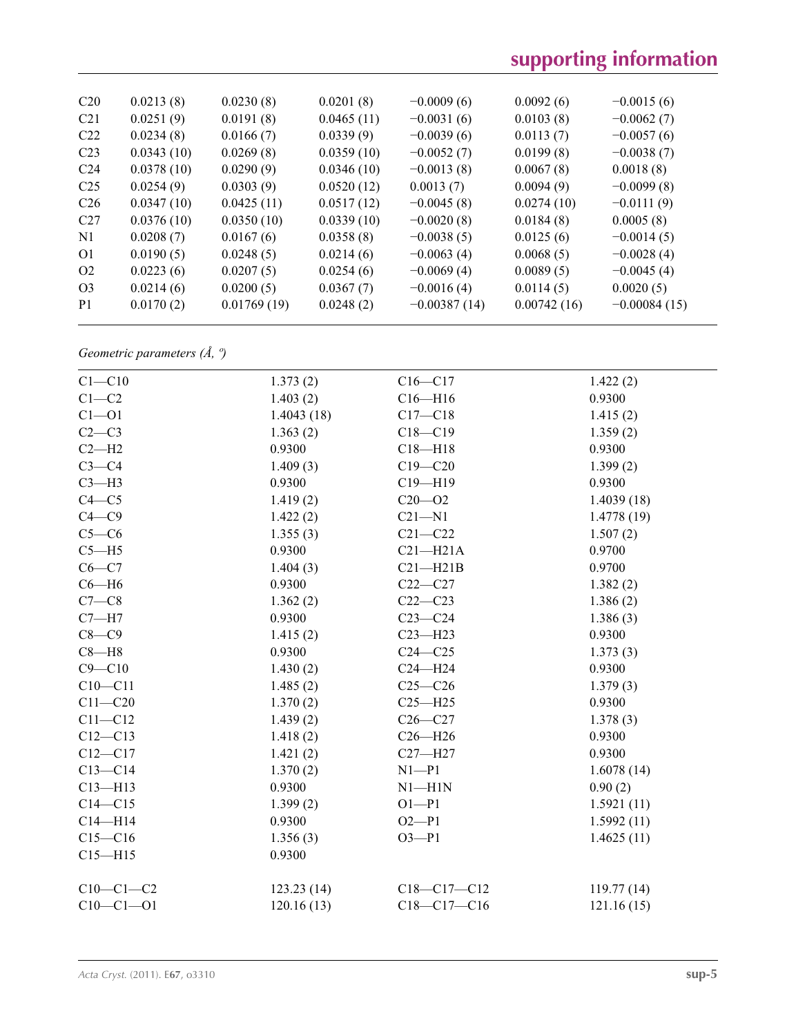| | | | | | |
|---|---|---|---|---|---|
| C20 | 0.0213 (8) | 0.0230 (8) | 0.0201 (8) | −0.0009 (6) | 0.0092 (6) | −0.0015 (6) |
| C21 | 0.0251 (9) | 0.0191 (8) | 0.0465 (11) | −0.0031 (6) | 0.0103 (8) | −0.0062 (7) |
| C22 | 0.0234 (8) | 0.0166 (7) | 0.0339 (9) | −0.0039 (6) | 0.0113 (7) | −0.0057 (6) |
| C23 | 0.0343 (10) | 0.0269 (8) | 0.0359 (10) | −0.0052 (7) | 0.0199 (8) | −0.0038 (7) |
| C24 | 0.0378 (10) | 0.0290 (9) | 0.0346 (10) | −0.0013 (8) | 0.0067 (8) | 0.0018 (8) |
| C25 | 0.0254 (9) | 0.0303 (9) | 0.0520 (12) | 0.0013 (7) | 0.0094 (9) | −0.0099 (8) |
| C26 | 0.0347 (10) | 0.0425 (11) | 0.0517 (12) | −0.0045 (8) | 0.0274 (10) | −0.0111 (9) |
| C27 | 0.0376 (10) | 0.0350 (10) | 0.0339 (10) | −0.0020 (8) | 0.0184 (8) | 0.0005 (8) |
| N1 | 0.0208 (7) | 0.0167 (6) | 0.0358 (8) | −0.0038 (5) | 0.0125 (6) | −0.0014 (5) |
| O1 | 0.0190 (5) | 0.0248 (5) | 0.0214 (6) | −0.0063 (4) | 0.0068 (5) | −0.0028 (4) |
| O2 | 0.0223 (6) | 0.0207 (5) | 0.0254 (6) | −0.0069 (4) | 0.0089 (5) | −0.0045 (4) |
| O3 | 0.0214 (6) | 0.0200 (5) | 0.0367 (7) | −0.0016 (4) | 0.0114 (5) | 0.0020 (5) |
| P1 | 0.0170 (2) | 0.01769 (19) | 0.0248 (2) | −0.00387 (14) | 0.00742 (16) | −0.00084 (15) |

*Geometric parameters (Å, º)*

| | | | |
|---|---|---|---|
| C1—C10 | 1.373 (2) | C16—C17 | 1.422 (2) |
| C1—C2 | 1.403 (2) | C16—H16 | 0.9300 |
| C1—O1 | 1.4043 (18) | C17—C18 | 1.415 (2) |
| C2—C3 | 1.363 (2) | C18—C19 | 1.359 (2) |
| C2—H2 | 0.9300 | C18—H18 | 0.9300 |
| C3—C4 | 1.409 (3) | C19—C20 | 1.399 (2) |
| C3—H3 | 0.9300 | C19—H19 | 0.9300 |
| C4—C5 | 1.419 (2) | C20—O2 | 1.4039 (18) |
| C4—C9 | 1.422 (2) | C21—N1 | 1.4778 (19) |
| C5—C6 | 1.355 (3) | C21—C22 | 1.507 (2) |
| C5—H5 | 0.9300 | C21—H21A | 0.9700 |
| C6—C7 | 1.404 (3) | C21—H21B | 0.9700 |
| C6—H6 | 0.9300 | C22—C27 | 1.382 (2) |
| C7—C8 | 1.362 (2) | C22—C23 | 1.386 (2) |
| C7—H7 | 0.9300 | C23—C24 | 1.386 (3) |
| C8—C9 | 1.415 (2) | C23—H23 | 0.9300 |
| C8—H8 | 0.9300 | C24—C25 | 1.373 (3) |
| C9—C10 | 1.430 (2) | C24—H24 | 0.9300 |
| C10—C11 | 1.485 (2) | C25—C26 | 1.379 (3) |
| C11—C20 | 1.370 (2) | C25—H25 | 0.9300 |
| C11—C12 | 1.439 (2) | C26—C27 | 1.378 (3) |
| C12—C13 | 1.418 (2) | C26—H26 | 0.9300 |
| C12—C17 | 1.421 (2) | C27—H27 | 0.9300 |
| C13—C14 | 1.370 (2) | N1—P1 | 1.6078 (14) |
| C13—H13 | 0.9300 | N1—H1N | 0.90 (2) |
| C14—C15 | 1.399 (2) | O1—P1 | 1.5921 (11) |
| C14—H14 | 0.9300 | O2—P1 | 1.5992 (11) |
| C15—C16 | 1.356 (3) | O3—P1 | 1.4625 (11) |
| C15—H15 | 0.9300 | | |
| | | | |
| C10—C1—C2 | 123.23 (14) | C18—C17—C12 | 119.77 (14) |
| C10—C1—O1 | 120.16 (13) | C18—C17—C16 | 121.16 (15) |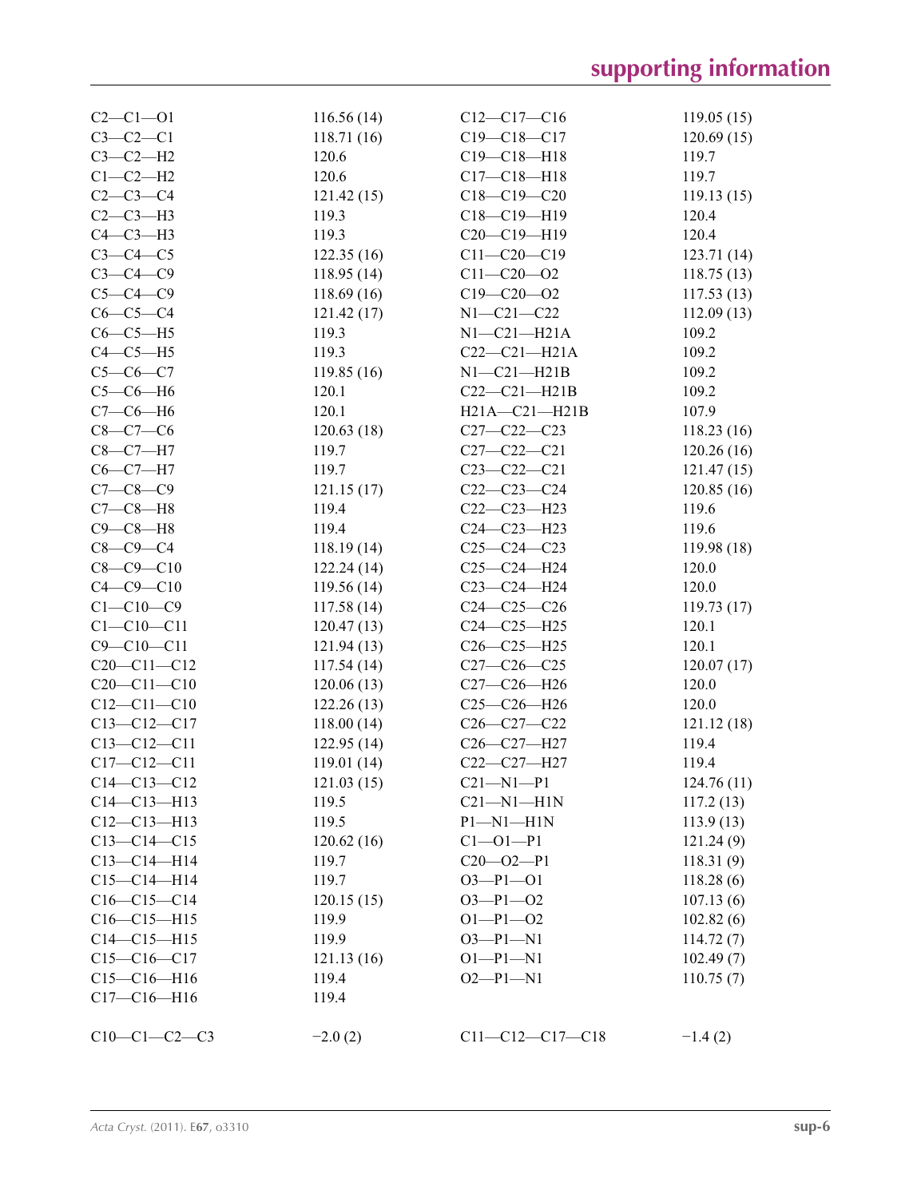| | | | |
|---|---|---|---|
| C2—C1—O1 | 116.56 (14) | C12—C17—C16 | 119.05 (15) |
| C3—C2—C1 | 118.71 (16) | C19—C18—C17 | 120.69 (15) |
| C3—C2—H2 | 120.6 | C19—C18—H18 | 119.7 |
| C1—C2—H2 | 120.6 | C17—C18—H18 | 119.7 |
| C2—C3—C4 | 121.42 (15) | C18—C19—C20 | 119.13 (15) |
| C2—C3—H3 | 119.3 | C18—C19—H19 | 120.4 |
| C4—C3—H3 | 119.3 | C20—C19—H19 | 120.4 |
| C3—C4—C5 | 122.35 (16) | C11—C20—C19 | 123.71 (14) |
| C3—C4—C9 | 118.95 (14) | C11—C20—O2 | 118.75 (13) |
| C5—C4—C9 | 118.69 (16) | C19—C20—O2 | 117.53 (13) |
| C6—C5—C4 | 121.42 (17) | N1—C21—C22 | 112.09 (13) |
| C6—C5—H5 | 119.3 | N1—C21—H21A | 109.2 |
| C4—C5—H5 | 119.3 | C22—C21—H21A | 109.2 |
| C5—C6—C7 | 119.85 (16) | N1—C21—H21B | 109.2 |
| C5—C6—H6 | 120.1 | C22—C21—H21B | 109.2 |
| C7—C6—H6 | 120.1 | H21A—C21—H21B | 107.9 |
| C8—C7—C6 | 120.63 (18) | C27—C22—C23 | 118.23 (16) |
| C8—C7—H7 | 119.7 | C27—C22—C21 | 120.26 (16) |
| C6—C7—H7 | 119.7 | C23—C22—C21 | 121.47 (15) |
| C7—C8—C9 | 121.15 (17) | C22—C23—C24 | 120.85 (16) |
| C7—C8—H8 | 119.4 | C22—C23—H23 | 119.6 |
| C9—C8—H8 | 119.4 | C24—C23—H23 | 119.6 |
| C8—C9—C4 | 118.19 (14) | C25—C24—C23 | 119.98 (18) |
| C8—C9—C10 | 122.24 (14) | C25—C24—H24 | 120.0 |
| C4—C9—C10 | 119.56 (14) | C23—C24—H24 | 120.0 |
| C1—C10—C9 | 117.58 (14) | C24—C25—C26 | 119.73 (17) |
| C1—C10—C11 | 120.47 (13) | C24—C25—H25 | 120.1 |
| C9—C10—C11 | 121.94 (13) | C26—C25—H25 | 120.1 |
| C20—C11—C12 | 117.54 (14) | C27—C26—C25 | 120.07 (17) |
| C20—C11—C10 | 120.06 (13) | C27—C26—H26 | 120.0 |
| C12—C11—C10 | 122.26 (13) | C25—C26—H26 | 120.0 |
| C13—C12—C17 | 118.00 (14) | C26—C27—C22 | 121.12 (18) |
| C13—C12—C11 | 122.95 (14) | C26—C27—H27 | 119.4 |
| C17—C12—C11 | 119.01 (14) | C22—C27—H27 | 119.4 |
| C14—C13—C12 | 121.03 (15) | C21—N1—P1 | 124.76 (11) |
| C14—C13—H13 | 119.5 | C21—N1—H1N | 117.2 (13) |
| C12—C13—H13 | 119.5 | P1—N1—H1N | 113.9 (13) |
| C13—C14—C15 | 120.62 (16) | C1—O1—P1 | 121.24 (9) |
| C13—C14—H14 | 119.7 | C20—O2—P1 | 118.31 (9) |
| C15—C14—H14 | 119.7 | O3—P1—O1 | 118.28 (6) |
| C16—C15—C14 | 120.15 (15) | O3—P1—O2 | 107.13 (6) |
| C16—C15—H15 | 119.9 | O1—P1—O2 | 102.82 (6) |
| C14—C15—H15 | 119.9 | O3—P1—N1 | 114.72 (7) |
| C15—C16—C17 | 121.13 (16) | O1—P1—N1 | 102.49 (7) |
| C15—C16—H16 | 119.4 | O2—P1—N1 | 110.75 (7) |
| C17—C16—H16 | 119.4 | | |

| | | | |
|---|---|---|---|
| C10—C1—C2—C3 | −2.0 (2) | C11—C12—C17—C18 | −1.4 (2) |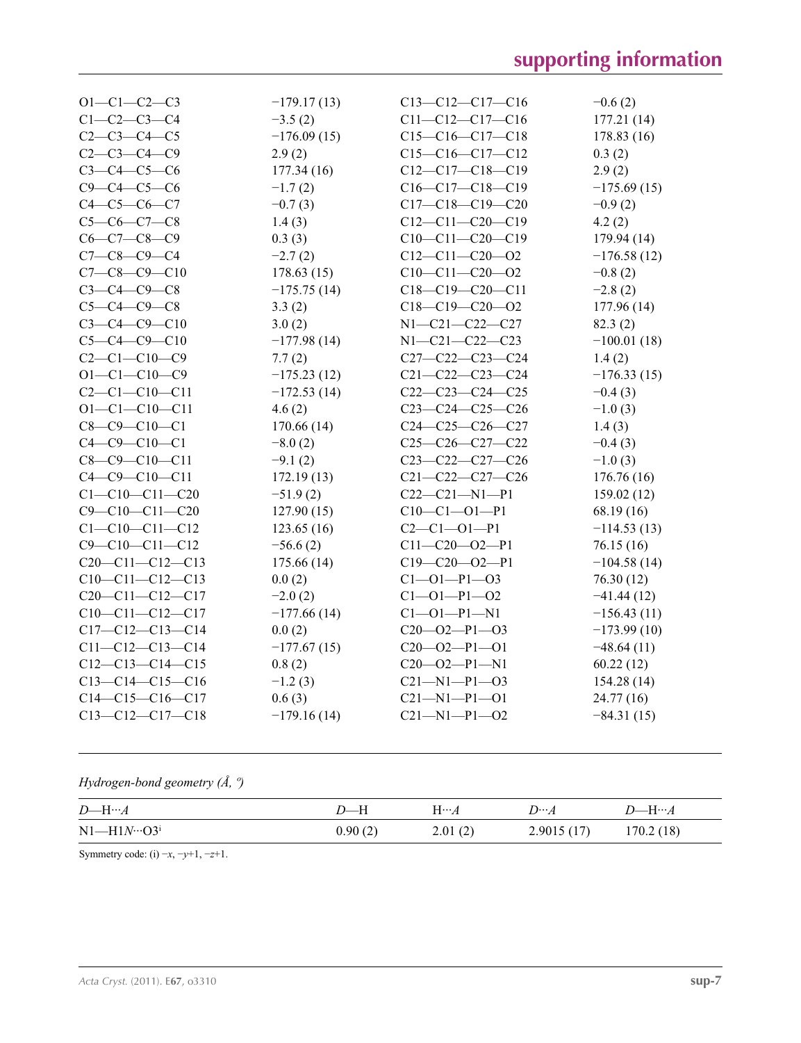| | | | |
|---|---|---|---|
| O1—C1—C2—C3 | −179.17 (13) | C13—C12—C17—C16 | −0.6 (2) |
| C1—C2—C3—C4 | −3.5 (2) | C11—C12—C17—C16 | 177.21 (14) |
| C2—C3—C4—C5 | −176.09 (15) | C15—C16—C17—C18 | 178.83 (16) |
| C2—C3—C4—C9 | 2.9 (2) | C15—C16—C17—C12 | 0.3 (2) |
| C3—C4—C5—C6 | 177.34 (16) | C12—C17—C18—C19 | 2.9 (2) |
| C9—C4—C5—C6 | −1.7 (2) | C16—C17—C18—C19 | −175.69 (15) |
| C4—C5—C6—C7 | −0.7 (3) | C17—C18—C19—C20 | −0.9 (2) |
| C5—C6—C7—C8 | 1.4 (3) | C12—C11—C20—C19 | 4.2 (2) |
| C6—C7—C8—C9 | 0.3 (3) | C10—C11—C20—C19 | 179.94 (14) |
| C7—C8—C9—C4 | −2.7 (2) | C12—C11—C20—O2 | −176.58 (12) |
| C7—C8—C9—C10 | 178.63 (15) | C10—C11—C20—O2 | −0.8 (2) |
| C3—C4—C9—C8 | −175.75 (14) | C18—C19—C20—C11 | −2.8 (2) |
| C5—C4—C9—C8 | 3.3 (2) | C18—C19—C20—O2 | 177.96 (14) |
| C3—C4—C9—C10 | 3.0 (2) | N1—C21—C22—C27 | 82.3 (2) |
| C5—C4—C9—C10 | −177.98 (14) | N1—C21—C22—C23 | −100.01 (18) |
| C2—C1—C10—C9 | 7.7 (2) | C27—C22—C23—C24 | 1.4 (2) |
| O1—C1—C10—C9 | −175.23 (12) | C21—C22—C23—C24 | −176.33 (15) |
| C2—C1—C10—C11 | −172.53 (14) | C22—C23—C24—C25 | −0.4 (3) |
| O1—C1—C10—C11 | 4.6 (2) | C23—C24—C25—C26 | −1.0 (3) |
| C8—C9—C10—C1 | 170.66 (14) | C24—C25—C26—C27 | 1.4 (3) |
| C4—C9—C10—C1 | −8.0 (2) | C25—C26—C27—C22 | −0.4 (3) |
| C8—C9—C10—C11 | −9.1 (2) | C23—C22—C27—C26 | −1.0 (3) |
| C4—C9—C10—C11 | 172.19 (13) | C21—C22—C27—C26 | 176.76 (16) |
| C1—C10—C11—C20 | −51.9 (2) | C22—C21—N1—P1 | 159.02 (12) |
| C9—C10—C11—C20 | 127.90 (15) | C10—C1—O1—P1 | 68.19 (16) |
| C1—C10—C11—C12 | 123.65 (16) | C2—C1—O1—P1 | −114.53 (13) |
| C9—C10—C11—C12 | −56.6 (2) | C11—C20—O2—P1 | 76.15 (16) |
| C20—C11—C12—C13 | 175.66 (14) | C19—C20—O2—P1 | −104.58 (14) |
| C10—C11—C12—C13 | 0.0 (2) | C1—O1—P1—O3 | 76.30 (12) |
| C20—C11—C12—C17 | −2.0 (2) | C1—O1—P1—O2 | −41.44 (12) |
| C10—C11—C12—C17 | −177.66 (14) | C1—O1—P1—N1 | −156.43 (11) |
| C17—C12—C13—C14 | 0.0 (2) | C20—O2—P1—O3 | −173.99 (10) |
| C11—C12—C13—C14 | −177.67 (15) | C20—O2—P1—O1 | −48.64 (11) |
| C12—C13—C14—C15 | 0.8 (2) | C20—O2—P1—N1 | 60.22 (12) |
| C13—C14—C15—C16 | −1.2 (3) | C21—N1—P1—O3 | 154.28 (14) |
| C14—C15—C16—C17 | 0.6 (3) | C21—N1—P1—O1 | 24.77 (16) |
| C13—C12—C17—C18 | −179.16 (14) | C21—N1—P1—O2 | −84.31 (15) |

*Hydrogen-bond geometry (Å, º)*

| *D*—H···*A* | *D*—H | H···*A* | *D*···*A* | *D*—H···*A* |
|---|---|---|---|---|
| N1—H1*N*···O3[i] | 0.90 (2) | 2.01 (2) | 2.9015 (17) | 170.2 (18) |

Symmetry code: (i) −*x*, −*y*+1, −*z*+1.